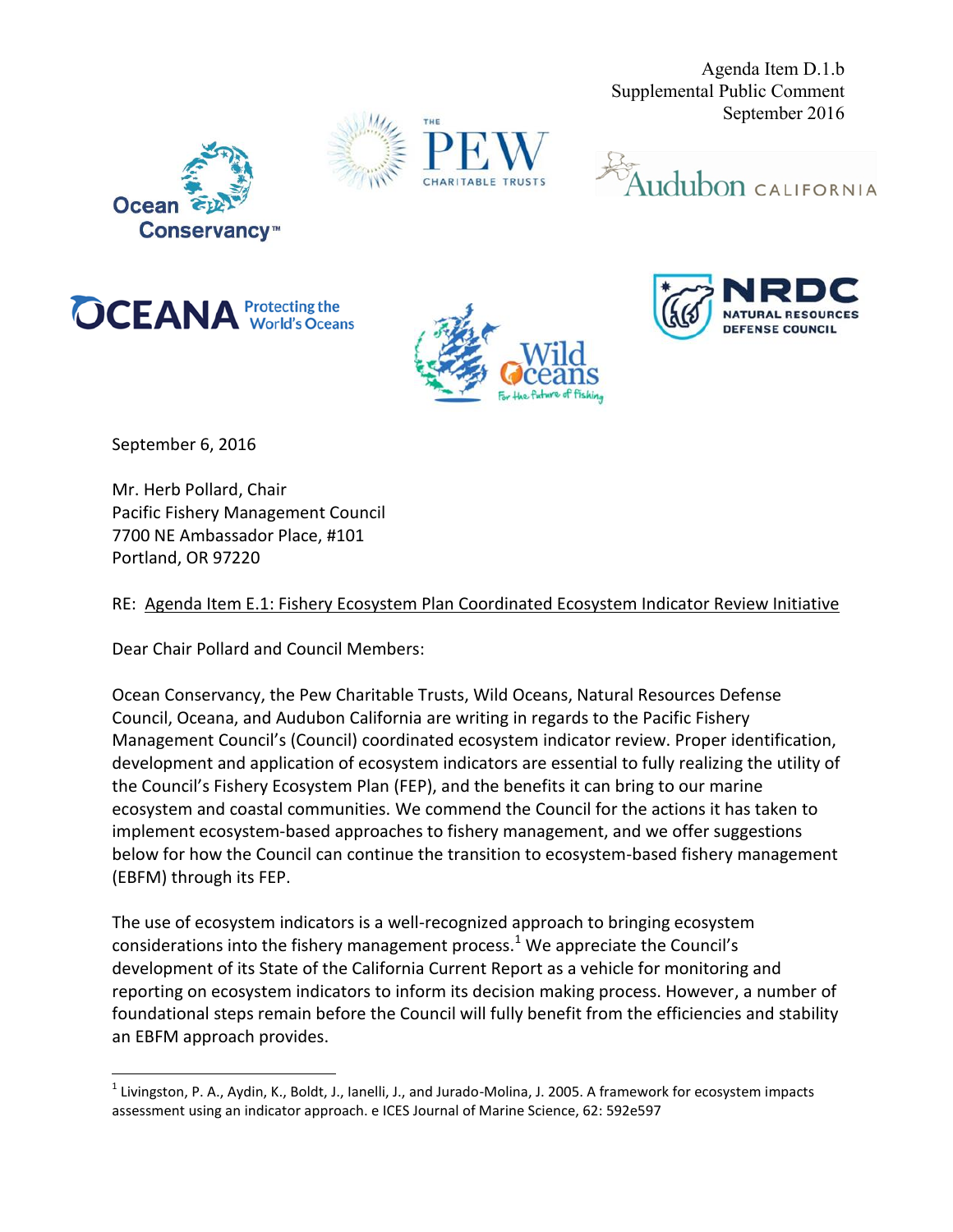Agenda Item D.1.b
Supplemental Public Comment
September 2016

Ocean Conservancy | The Pew Charitable Trusts | Audubon California | Oceana Protecting the World's Oceans | Wild Oceans For the future of fishing | NRDC Natural Resources Defense Council

September 6, 2016

Mr. Herb Pollard, Chair
Pacific Fishery Management Council
7700 NE Ambassador Place, #101
Portland, OR 97220

RE: Agenda Item E.1: Fishery Ecosystem Plan Coordinated Ecosystem Indicator Review Initiative

Dear Chair Pollard and Council Members:

Ocean Conservancy, the Pew Charitable Trusts, Wild Oceans, Natural Resources Defense Council, Oceana, and Audubon California are writing in regards to the Pacific Fishery Management Council's (Council) coordinated ecosystem indicator review. Proper identification, development and application of ecosystem indicators are essential to fully realizing the utility of the Council's Fishery Ecosystem Plan (FEP), and the benefits it can bring to our marine ecosystem and coastal communities. We commend the Council for the actions it has taken to implement ecosystem-based approaches to fishery management, and we offer suggestions below for how the Council can continue the transition to ecosystem-based fishery management (EBFM) through its FEP.

The use of ecosystem indicators is a well-recognized approach to bringing ecosystem considerations into the fishery management process.[1] We appreciate the Council's development of its State of the California Current Report as a vehicle for monitoring and reporting on ecosystem indicators to inform its decision making process. However, a number of foundational steps remain before the Council will fully benefit from the efficiencies and stability an EBFM approach provides.

[1] Livingston, P. A., Aydin, K., Boldt, J., Ianelli, J., and Jurado-Molina, J. 2005. A framework for ecosystem impacts assessment using an indicator approach. e ICES Journal of Marine Science, 62: 592e597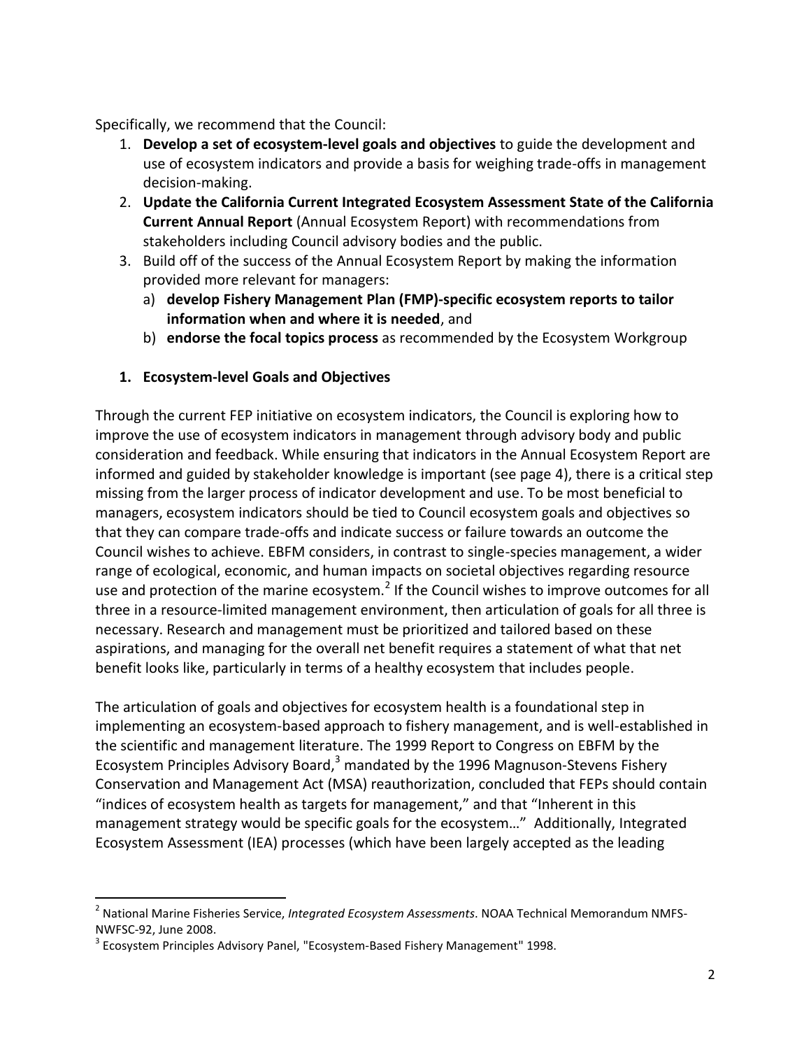Specifically, we recommend that the Council:

1. **Develop a set of ecosystem-level goals and objectives** to guide the development and use of ecosystem indicators and provide a basis for weighing trade-offs in management decision-making.
2. **Update the California Current Integrated Ecosystem Assessment State of the California Current Annual Report** (Annual Ecosystem Report) with recommendations from stakeholders including Council advisory bodies and the public.
3. Build off of the success of the Annual Ecosystem Report by making the information provided more relevant for managers:
   a) **develop Fishery Management Plan (FMP)-specific ecosystem reports to tailor information when and where it is needed**, and
   b) **endorse the focal topics process** as recommended by the Ecosystem Workgroup

## 1. Ecosystem-level Goals and Objectives

Through the current FEP initiative on ecosystem indicators, the Council is exploring how to improve the use of ecosystem indicators in management through advisory body and public consideration and feedback. While ensuring that indicators in the Annual Ecosystem Report are informed and guided by stakeholder knowledge is important (see page 4), there is a critical step missing from the larger process of indicator development and use. To be most beneficial to managers, ecosystem indicators should be tied to Council ecosystem goals and objectives so that they can compare trade-offs and indicate success or failure towards an outcome the Council wishes to achieve. EBFM considers, in contrast to single-species management, a wider range of ecological, economic, and human impacts on societal objectives regarding resource use and protection of the marine ecosystem.[2] If the Council wishes to improve outcomes for all three in a resource-limited management environment, then articulation of goals for all three is necessary. Research and management must be prioritized and tailored based on these aspirations, and managing for the overall net benefit requires a statement of what that net benefit looks like, particularly in terms of a healthy ecosystem that includes people.

The articulation of goals and objectives for ecosystem health is a foundational step in implementing an ecosystem-based approach to fishery management, and is well-established in the scientific and management literature. The 1999 Report to Congress on EBFM by the Ecosystem Principles Advisory Board,[3] mandated by the 1996 Magnuson-Stevens Fishery Conservation and Management Act (MSA) reauthorization, concluded that FEPs should contain "indices of ecosystem health as targets for management," and that "Inherent in this management strategy would be specific goals for the ecosystem…" Additionally, Integrated Ecosystem Assessment (IEA) processes (which have been largely accepted as the leading

---

[2] National Marine Fisheries Service, *Integrated Ecosystem Assessments*. NOAA Technical Memorandum NMFS-NWFSC-92, June 2008.

[3] Ecosystem Principles Advisory Panel, "Ecosystem-Based Fishery Management" 1998.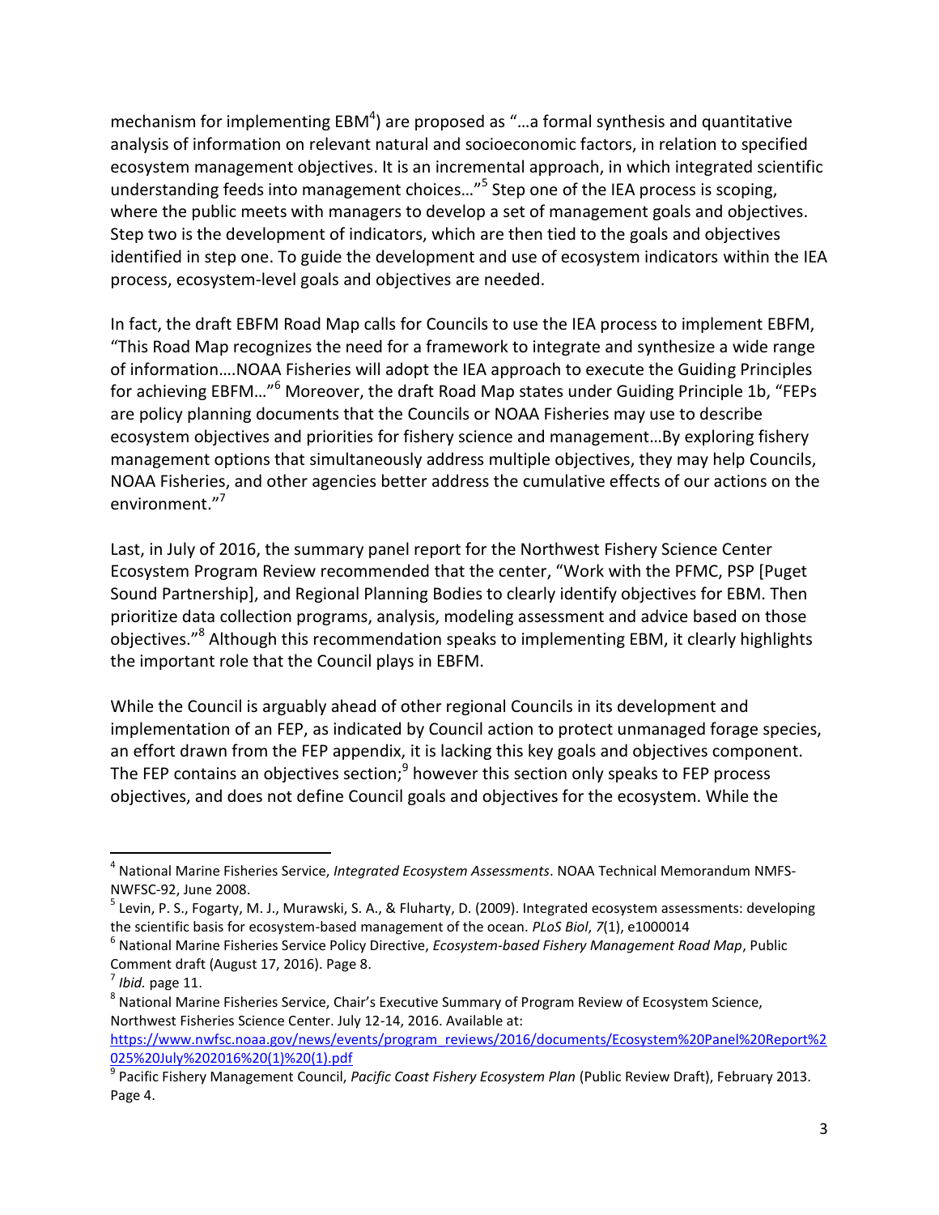mechanism for implementing EBM[4]) are proposed as "…a formal synthesis and quantitative analysis of information on relevant natural and socioeconomic factors, in relation to specified ecosystem management objectives. It is an incremental approach, in which integrated scientific understanding feeds into management choices…"[5] Step one of the IEA process is scoping, where the public meets with managers to develop a set of management goals and objectives. Step two is the development of indicators, which are then tied to the goals and objectives identified in step one. To guide the development and use of ecosystem indicators within the IEA process, ecosystem-level goals and objectives are needed.

In fact, the draft EBFM Road Map calls for Councils to use the IEA process to implement EBFM, "This Road Map recognizes the need for a framework to integrate and synthesize a wide range of information….NOAA Fisheries will adopt the IEA approach to execute the Guiding Principles for achieving EBFM…"[6] Moreover, the draft Road Map states under Guiding Principle 1b, "FEPs are policy planning documents that the Councils or NOAA Fisheries may use to describe ecosystem objectives and priorities for fishery science and management…By exploring fishery management options that simultaneously address multiple objectives, they may help Councils, NOAA Fisheries, and other agencies better address the cumulative effects of our actions on the environment."[7]

Last, in July of 2016, the summary panel report for the Northwest Fishery Science Center Ecosystem Program Review recommended that the center, "Work with the PFMC, PSP [Puget Sound Partnership], and Regional Planning Bodies to clearly identify objectives for EBM. Then prioritize data collection programs, analysis, modeling assessment and advice based on those objectives."[8] Although this recommendation speaks to implementing EBM, it clearly highlights the important role that the Council plays in EBFM.

While the Council is arguably ahead of other regional Councils in its development and implementation of an FEP, as indicated by Council action to protect unmanaged forage species, an effort drawn from the FEP appendix, it is lacking this key goals and objectives component. The FEP contains an objectives section;[9] however this section only speaks to FEP process objectives, and does not define Council goals and objectives for the ecosystem. While the

---

[4] National Marine Fisheries Service, *Integrated Ecosystem Assessments*. NOAA Technical Memorandum NMFS-NWFSC-92, June 2008.

[5] Levin, P. S., Fogarty, M. J., Murawski, S. A., & Fluharty, D. (2009). Integrated ecosystem assessments: developing the scientific basis for ecosystem-based management of the ocean. *PLoS Biol*, *7*(1), e1000014

[6] National Marine Fisheries Service Policy Directive, *Ecosystem-based Fishery Management Road Map*, Public Comment draft (August 17, 2016). Page 8.

[7] *Ibid.* page 11.

[8] National Marine Fisheries Service, Chair's Executive Summary of Program Review of Ecosystem Science, Northwest Fisheries Science Center. July 12-14, 2016. Available at: https://www.nwfsc.noaa.gov/news/events/program_reviews/2016/documents/Ecosystem%20Panel%20Report%2025%20July%202016%20(1)%20(1).pdf

[9] Pacific Fishery Management Council, *Pacific Coast Fishery Ecosystem Plan* (Public Review Draft), February 2013. Page 4.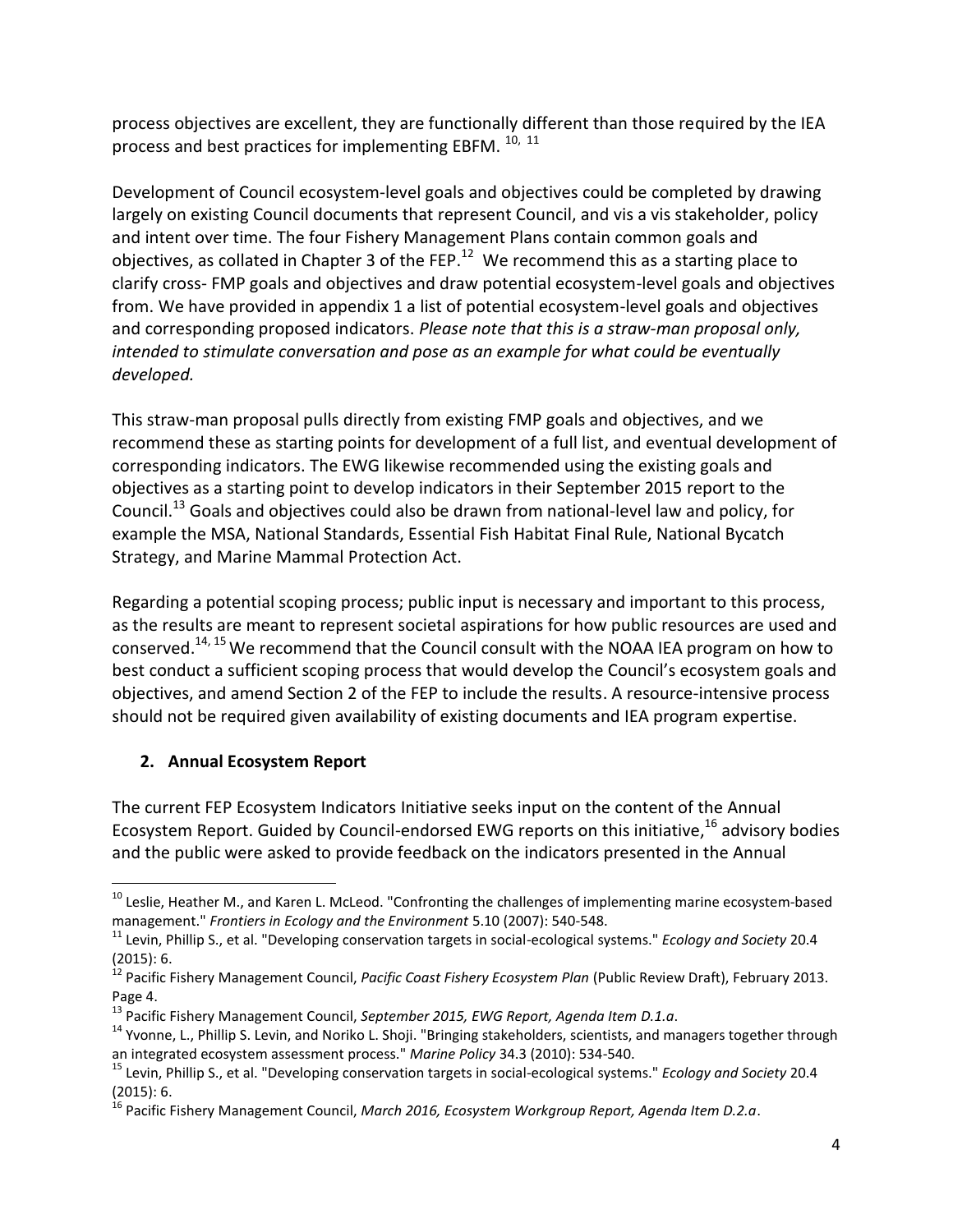process objectives are excellent, they are functionally different than those required by the IEA process and best practices for implementing EBFM. [10, 11]

Development of Council ecosystem-level goals and objectives could be completed by drawing largely on existing Council documents that represent Council, and vis a vis stakeholder, policy and intent over time. The four Fishery Management Plans contain common goals and objectives, as collated in Chapter 3 of the FEP.[12] We recommend this as a starting place to clarify cross- FMP goals and objectives and draw potential ecosystem-level goals and objectives from. We have provided in appendix 1 a list of potential ecosystem-level goals and objectives and corresponding proposed indicators. *Please note that this is a straw-man proposal only, intended to stimulate conversation and pose as an example for what could be eventually developed.*

This straw-man proposal pulls directly from existing FMP goals and objectives, and we recommend these as starting points for development of a full list, and eventual development of corresponding indicators. The EWG likewise recommended using the existing goals and objectives as a starting point to develop indicators in their September 2015 report to the Council.[13] Goals and objectives could also be drawn from national-level law and policy, for example the MSA, National Standards, Essential Fish Habitat Final Rule, National Bycatch Strategy, and Marine Mammal Protection Act.

Regarding a potential scoping process; public input is necessary and important to this process, as the results are meant to represent societal aspirations for how public resources are used and conserved.[14, 15] We recommend that the Council consult with the NOAA IEA program on how to best conduct a sufficient scoping process that would develop the Council's ecosystem goals and objectives, and amend Section 2 of the FEP to include the results. A resource-intensive process should not be required given availability of existing documents and IEA program expertise.

## 2. Annual Ecosystem Report

The current FEP Ecosystem Indicators Initiative seeks input on the content of the Annual Ecosystem Report. Guided by Council-endorsed EWG reports on this initiative,[16] advisory bodies and the public were asked to provide feedback on the indicators presented in the Annual

---

[10] Leslie, Heather M., and Karen L. McLeod. "Confronting the challenges of implementing marine ecosystem-based management." *Frontiers in Ecology and the Environment* 5.10 (2007): 540-548.

[11] Levin, Phillip S., et al. "Developing conservation targets in social-ecological systems." *Ecology and Society* 20.4 (2015): 6.

[12] Pacific Fishery Management Council, *Pacific Coast Fishery Ecosystem Plan* (Public Review Draft), February 2013. Page 4.

[13] Pacific Fishery Management Council, *September 2015, EWG Report, Agenda Item D.1.a*.

[14] Yvonne, L., Phillip S. Levin, and Noriko L. Shoji. "Bringing stakeholders, scientists, and managers together through an integrated ecosystem assessment process." *Marine Policy* 34.3 (2010): 534-540.

[15] Levin, Phillip S., et al. "Developing conservation targets in social-ecological systems." *Ecology and Society* 20.4 (2015): 6.

[16] Pacific Fishery Management Council, *March 2016, Ecosystem Workgroup Report, Agenda Item D.2.a*.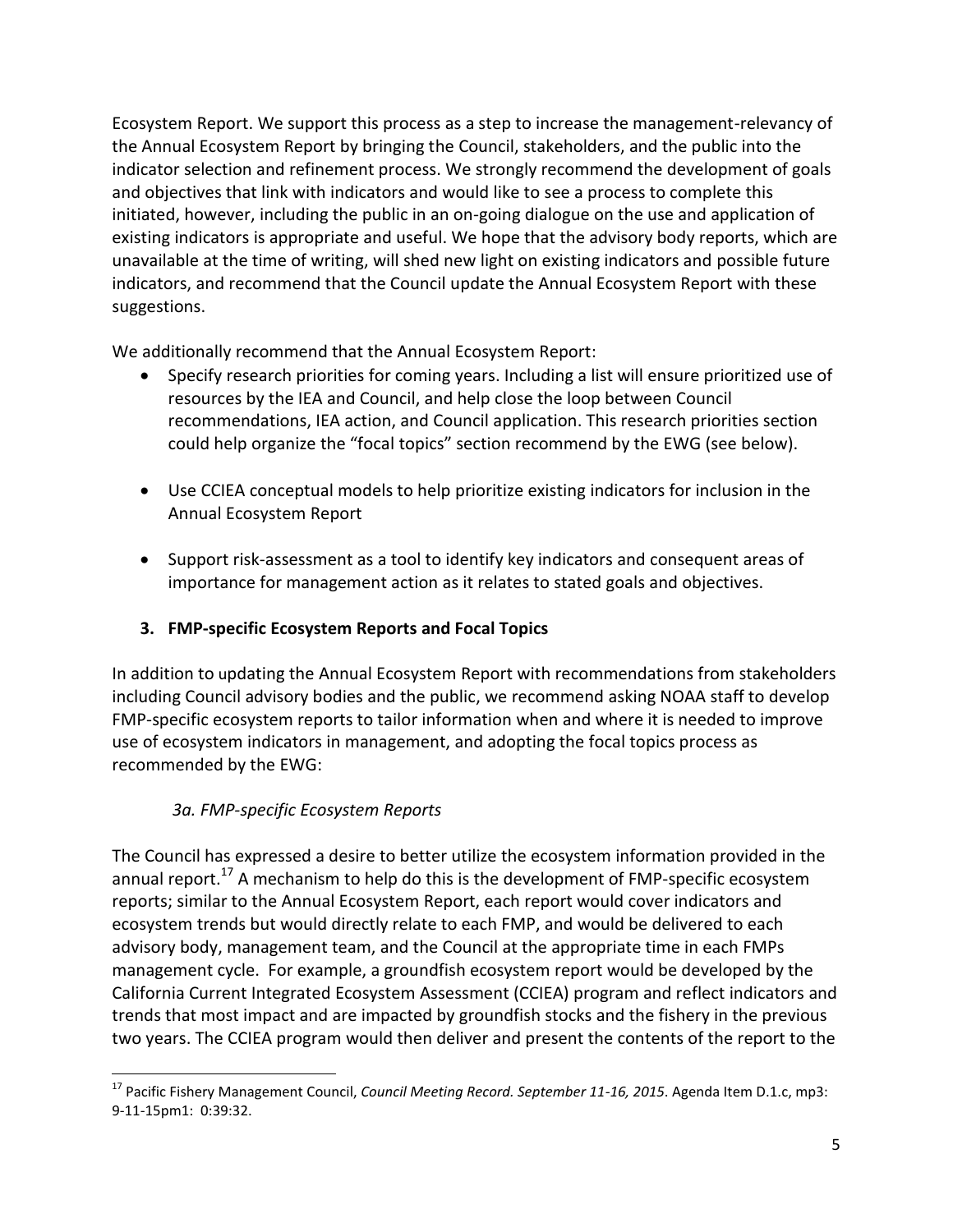Ecosystem Report. We support this process as a step to increase the management-relevancy of the Annual Ecosystem Report by bringing the Council, stakeholders, and the public into the indicator selection and refinement process. We strongly recommend the development of goals and objectives that link with indicators and would like to see a process to complete this initiated, however, including the public in an on-going dialogue on the use and application of existing indicators is appropriate and useful. We hope that the advisory body reports, which are unavailable at the time of writing, will shed new light on existing indicators and possible future indicators, and recommend that the Council update the Annual Ecosystem Report with these suggestions.

We additionally recommend that the Annual Ecosystem Report:

- Specify research priorities for coming years. Including a list will ensure prioritized use of resources by the IEA and Council, and help close the loop between Council recommendations, IEA action, and Council application. This research priorities section could help organize the "focal topics" section recommend by the EWG (see below).

- Use CCIEA conceptual models to help prioritize existing indicators for inclusion in the Annual Ecosystem Report

- Support risk-assessment as a tool to identify key indicators and consequent areas of importance for management action as it relates to stated goals and objectives.

## 3. FMP-specific Ecosystem Reports and Focal Topics

In addition to updating the Annual Ecosystem Report with recommendations from stakeholders including Council advisory bodies and the public, we recommend asking NOAA staff to develop FMP-specific ecosystem reports to tailor information when and where it is needed to improve use of ecosystem indicators in management, and adopting the focal topics process as recommended by the EWG:

### *3a. FMP-specific Ecosystem Reports*

The Council has expressed a desire to better utilize the ecosystem information provided in the annual report.[17] A mechanism to help do this is the development of FMP-specific ecosystem reports; similar to the Annual Ecosystem Report, each report would cover indicators and ecosystem trends but would directly relate to each FMP, and would be delivered to each advisory body, management team, and the Council at the appropriate time in each FMPs management cycle. For example, a groundfish ecosystem report would be developed by the California Current Integrated Ecosystem Assessment (CCIEA) program and reflect indicators and trends that most impact and are impacted by groundfish stocks and the fishery in the previous two years. The CCIEA program would then deliver and present the contents of the report to the

[17] Pacific Fishery Management Council, *Council Meeting Record. September 11-16, 2015*. Agenda Item D.1.c, mp3: 9-11-15pm1: 0:39:32.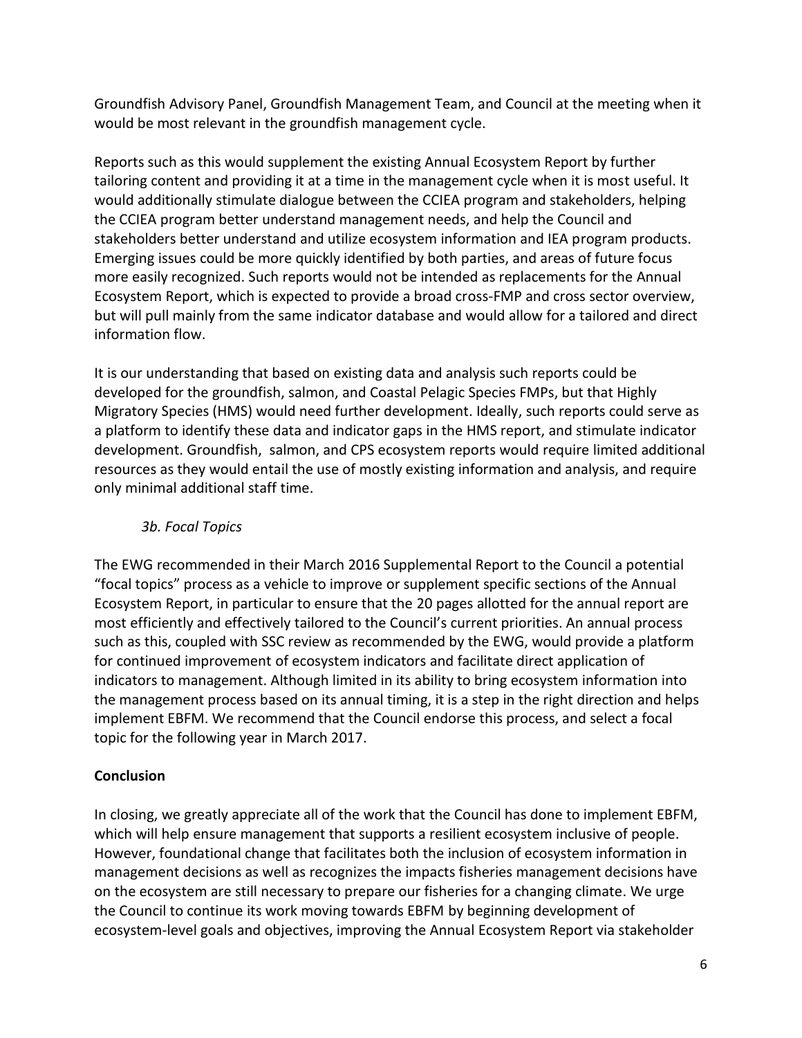Groundfish Advisory Panel, Groundfish Management Team, and Council at the meeting when it would be most relevant in the groundfish management cycle.

Reports such as this would supplement the existing Annual Ecosystem Report by further tailoring content and providing it at a time in the management cycle when it is most useful. It would additionally stimulate dialogue between the CCIEA program and stakeholders, helping the CCIEA program better understand management needs, and help the Council and stakeholders better understand and utilize ecosystem information and IEA program products. Emerging issues could be more quickly identified by both parties, and areas of future focus more easily recognized. Such reports would not be intended as replacements for the Annual Ecosystem Report, which is expected to provide a broad cross-FMP and cross sector overview, but will pull mainly from the same indicator database and would allow for a tailored and direct information flow.

It is our understanding that based on existing data and analysis such reports could be developed for the groundfish, salmon, and Coastal Pelagic Species FMPs, but that Highly Migratory Species (HMS) would need further development. Ideally, such reports could serve as a platform to identify these data and indicator gaps in the HMS report, and stimulate indicator development. Groundfish, salmon, and CPS ecosystem reports would require limited additional resources as they would entail the use of mostly existing information and analysis, and require only minimal additional staff time.

*3b. Focal Topics*

The EWG recommended in their March 2016 Supplemental Report to the Council a potential "focal topics" process as a vehicle to improve or supplement specific sections of the Annual Ecosystem Report, in particular to ensure that the 20 pages allotted for the annual report are most efficiently and effectively tailored to the Council's current priorities. An annual process such as this, coupled with SSC review as recommended by the EWG, would provide a platform for continued improvement of ecosystem indicators and facilitate direct application of indicators to management. Although limited in its ability to bring ecosystem information into the management process based on its annual timing, it is a step in the right direction and helps implement EBFM. We recommend that the Council endorse this process, and select a focal topic for the following year in March 2017.

**Conclusion**

In closing, we greatly appreciate all of the work that the Council has done to implement EBFM, which will help ensure management that supports a resilient ecosystem inclusive of people. However, foundational change that facilitates both the inclusion of ecosystem information in management decisions as well as recognizes the impacts fisheries management decisions have on the ecosystem are still necessary to prepare our fisheries for a changing climate. We urge the Council to continue its work moving towards EBFM by beginning development of ecosystem-level goals and objectives, improving the Annual Ecosystem Report via stakeholder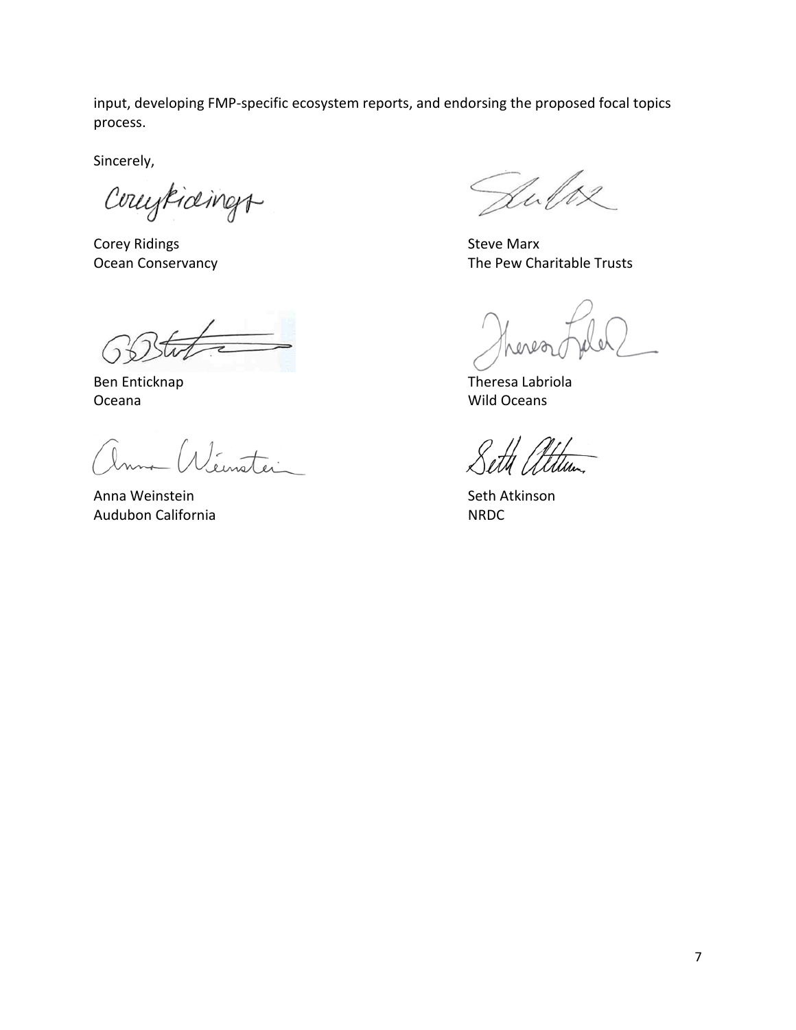input, developing FMP-specific ecosystem reports, and endorsing the proposed focal topics process.

Sincerely,

Corey Ridings
Ocean Conservancy

Steve Marx
The Pew Charitable Trusts

Ben Enticknap
Oceana

Theresa Labriola
Wild Oceans

Anna Weinstein
Audubon California

Seth Atkinson
NRDC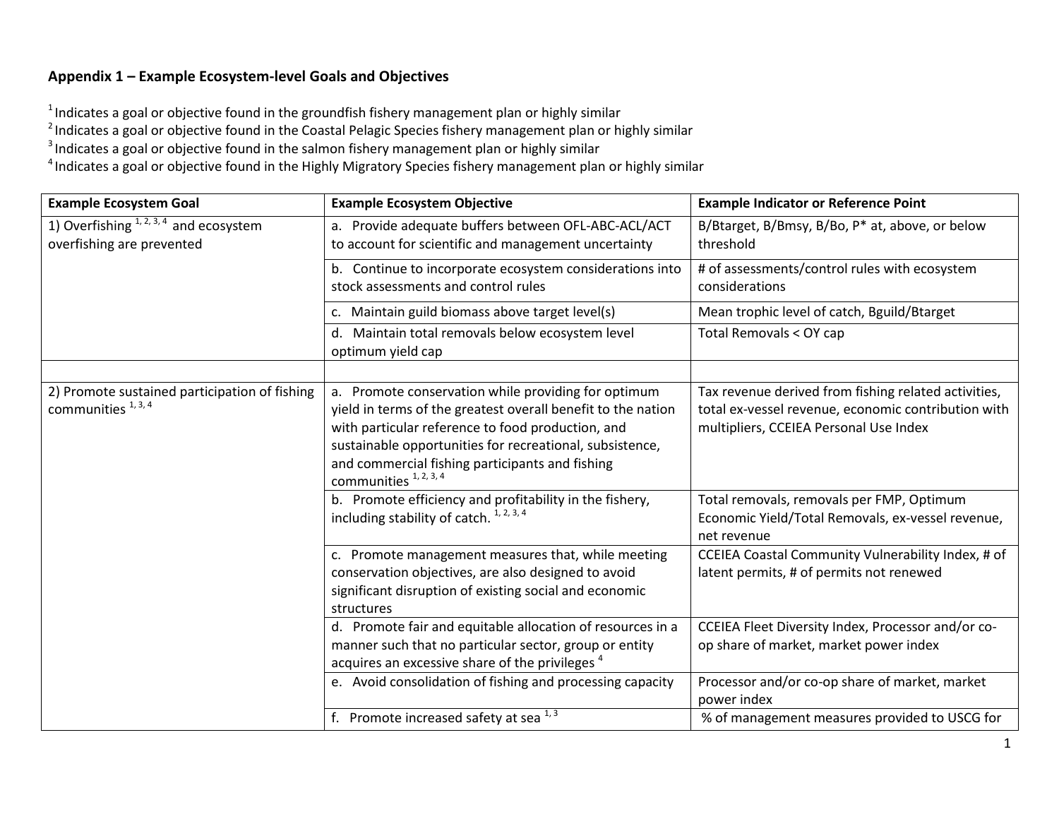## Appendix 1 – Example Ecosystem-level Goals and Objectives

[1] Indicates a goal or objective found in the groundfish fishery management plan or highly similar
[2] Indicates a goal or objective found in the Coastal Pelagic Species fishery management plan or highly similar
[3] Indicates a goal or objective found in the salmon fishery management plan or highly similar
[4] Indicates a goal or objective found in the Highly Migratory Species fishery management plan or highly similar

| Example Ecosystem Goal | Example Ecosystem Objective | Example Indicator or Reference Point |
|---|---|---|
| 1) Overfishing [1, 2, 3, 4] and ecosystem overfishing are prevented | a. Provide adequate buffers between OFL-ABC-ACL/ACT to account for scientific and management uncertainty | B/Btarget, B/Bmsy, B/Bo, P* at, above, or below threshold |
| | b. Continue to incorporate ecosystem considerations into stock assessments and control rules | # of assessments/control rules with ecosystem considerations |
| | c. Maintain guild biomass above target level(s) | Mean trophic level of catch, Bguild/Btarget |
| | d. Maintain total removals below ecosystem level optimum yield cap | Total Removals < OY cap |
| | | |
| 2) Promote sustained participation of fishing communities [1, 3, 4] | a. Promote conservation while providing for optimum yield in terms of the greatest overall benefit to the nation with particular reference to food production, and sustainable opportunities for recreational, subsistence, and commercial fishing participants and fishing communities [1, 2, 3, 4] | Tax revenue derived from fishing related activities, total ex-vessel revenue, economic contribution with multipliers, CCEIEA Personal Use Index |
| | b. Promote efficiency and profitability in the fishery, including stability of catch. [1, 2, 3, 4] | Total removals, removals per FMP, Optimum Economic Yield/Total Removals, ex-vessel revenue, net revenue |
| | c. Promote management measures that, while meeting conservation objectives, are also designed to avoid significant disruption of existing social and economic structures | CCEIEA Coastal Community Vulnerability Index, # of latent permits, # of permits not renewed |
| | d. Promote fair and equitable allocation of resources in a manner such that no particular sector, group or entity acquires an excessive share of the privileges [4] | CCEIEA Fleet Diversity Index, Processor and/or co-op share of market, market power index |
| | e. Avoid consolidation of fishing and processing capacity | Processor and/or co-op share of market, market power index |
| | f. Promote increased safety at sea [1, 3] | % of management measures provided to USCG for |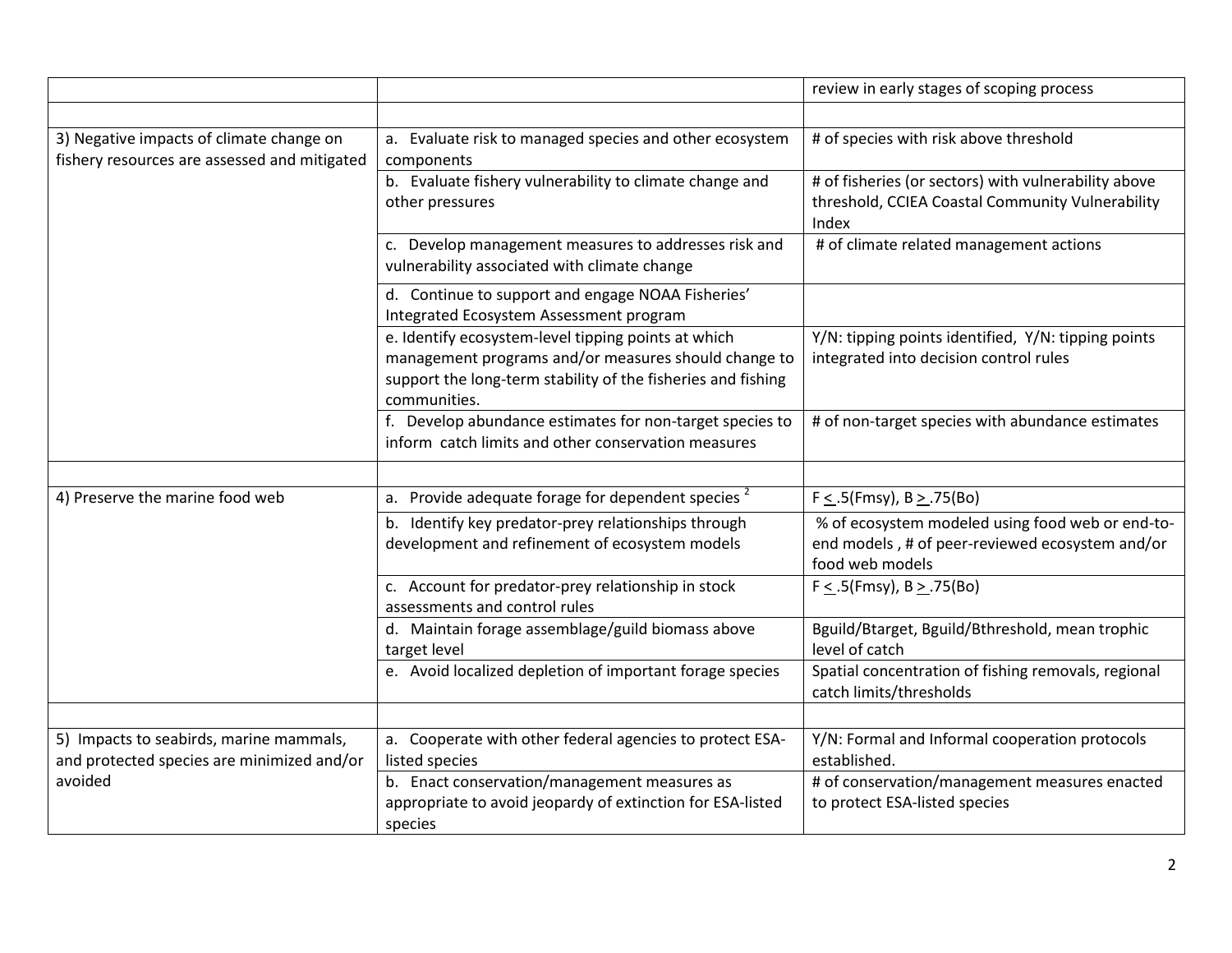| | | |
|---|---|---|
| | | review in early stages of scoping process |
| | | |
| 3) Negative impacts of climate change on fishery resources are assessed and mitigated | a. Evaluate risk to managed species and other ecosystem components | # of species with risk above threshold |
| | b. Evaluate fishery vulnerability to climate change and other pressures | # of fisheries (or sectors) with vulnerability above threshold, CCIEA Coastal Community Vulnerability Index |
| | c. Develop management measures to addresses risk and vulnerability associated with climate change | # of climate related management actions |
| | d. Continue to support and engage NOAA Fisheries' Integrated Ecosystem Assessment program | |
| | e. Identify ecosystem-level tipping points at which management programs and/or measures should change to support the long-term stability of the fisheries and fishing communities. | Y/N: tipping points identified, Y/N: tipping points integrated into decision control rules |
| | f. Develop abundance estimates for non-target species to inform catch limits and other conservation measures | # of non-target species with abundance estimates |
| | | |
| 4) Preserve the marine food web | a. Provide adequate forage for dependent species [2] | $F \leq .5(Fmsy)$, $B \geq .75(Bo)$ |
| | b. Identify key predator-prey relationships through development and refinement of ecosystem models | % of ecosystem modeled using food web or end-to-end models , # of peer-reviewed ecosystem and/or food web models |
| | c. Account for predator-prey relationship in stock assessments and control rules | $F \leq .5(Fmsy)$, $B \geq .75(Bo)$ |
| | d. Maintain forage assemblage/guild biomass above target level | Bguild/Btarget, Bguild/Bthreshold, mean trophic level of catch |
| | e. Avoid localized depletion of important forage species | Spatial concentration of fishing removals, regional catch limits/thresholds |
| | | |
| 5) Impacts to seabirds, marine mammals, and protected species are minimized and/or avoided | a. Cooperate with other federal agencies to protect ESA-listed species | Y/N: Formal and Informal cooperation protocols established. |
| | b. Enact conservation/management measures as appropriate to avoid jeopardy of extinction for ESA-listed species | # of conservation/management measures enacted to protect ESA-listed species |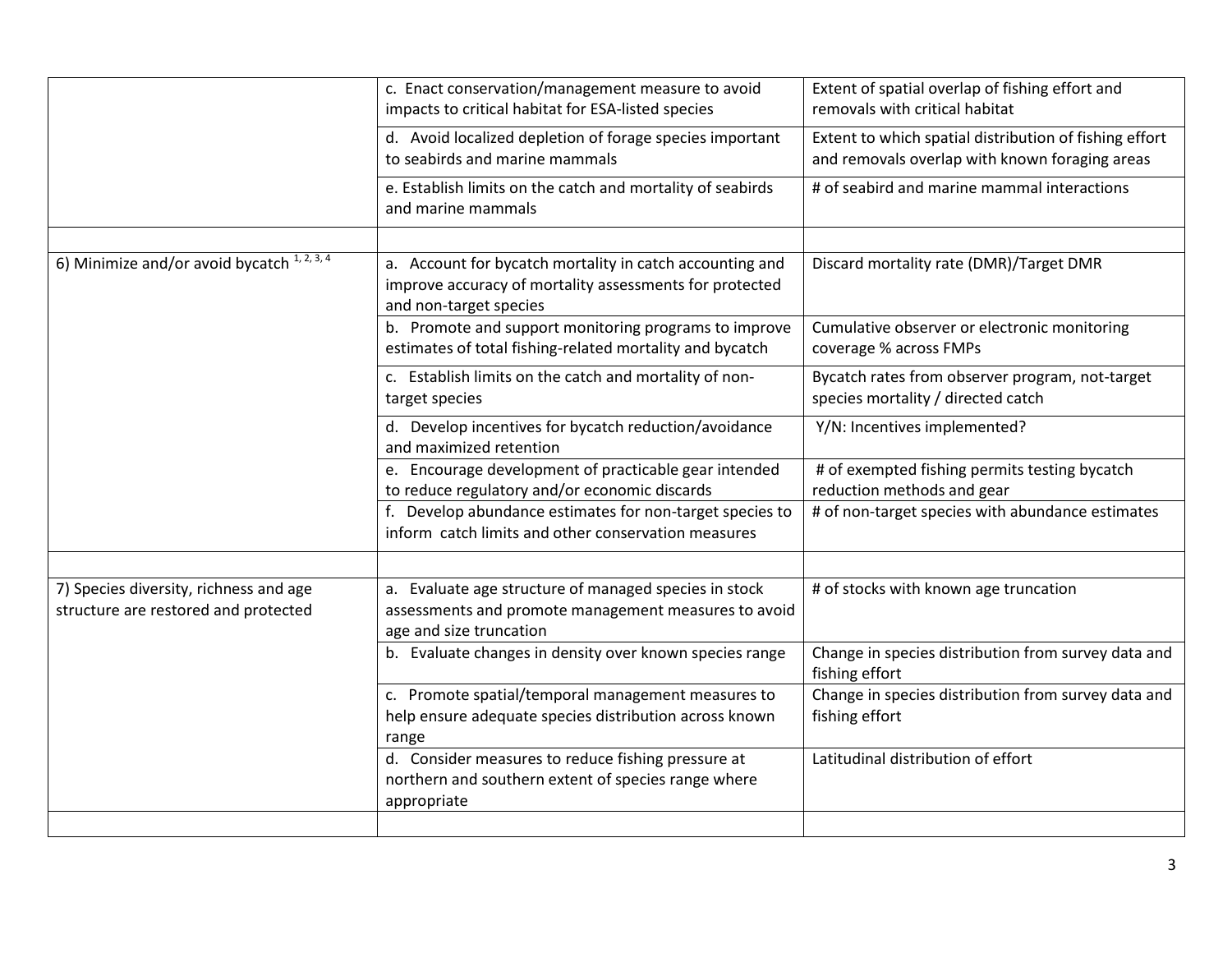| | | |
|---|---|---|
| | c. Enact conservation/management measure to avoid impacts to critical habitat for ESA-listed species | Extent of spatial overlap of fishing effort and removals with critical habitat |
| | d. Avoid localized depletion of forage species important to seabirds and marine mammals | Extent to which spatial distribution of fishing effort and removals overlap with known foraging areas |
| | e. Establish limits on the catch and mortality of seabirds and marine mammals | # of seabird and marine mammal interactions |
| | | |
| 6) Minimize and/or avoid bycatch [1, 2, 3, 4] | a. Account for bycatch mortality in catch accounting and improve accuracy of mortality assessments for protected and non-target species | Discard mortality rate (DMR)/Target DMR |
| | b. Promote and support monitoring programs to improve estimates of total fishing-related mortality and bycatch | Cumulative observer or electronic monitoring coverage % across FMPs |
| | c. Establish limits on the catch and mortality of non-target species | Bycatch rates from observer program, not-target species mortality / directed catch |
| | d. Develop incentives for bycatch reduction/avoidance and maximized retention | Y/N: Incentives implemented? |
| | e. Encourage development of practicable gear intended to reduce regulatory and/or economic discards | # of exempted fishing permits testing bycatch reduction methods and gear |
| | f. Develop abundance estimates for non-target species to inform catch limits and other conservation measures | # of non-target species with abundance estimates |
| | | |
| 7) Species diversity, richness and age structure are restored and protected | a. Evaluate age structure of managed species in stock assessments and promote management measures to avoid age and size truncation | # of stocks with known age truncation |
| | b. Evaluate changes in density over known species range | Change in species distribution from survey data and fishing effort |
| | c. Promote spatial/temporal management measures to help ensure adequate species distribution across known range | Change in species distribution from survey data and fishing effort |
| | d. Consider measures to reduce fishing pressure at northern and southern extent of species range where appropriate | Latitudinal distribution of effort |
| | | |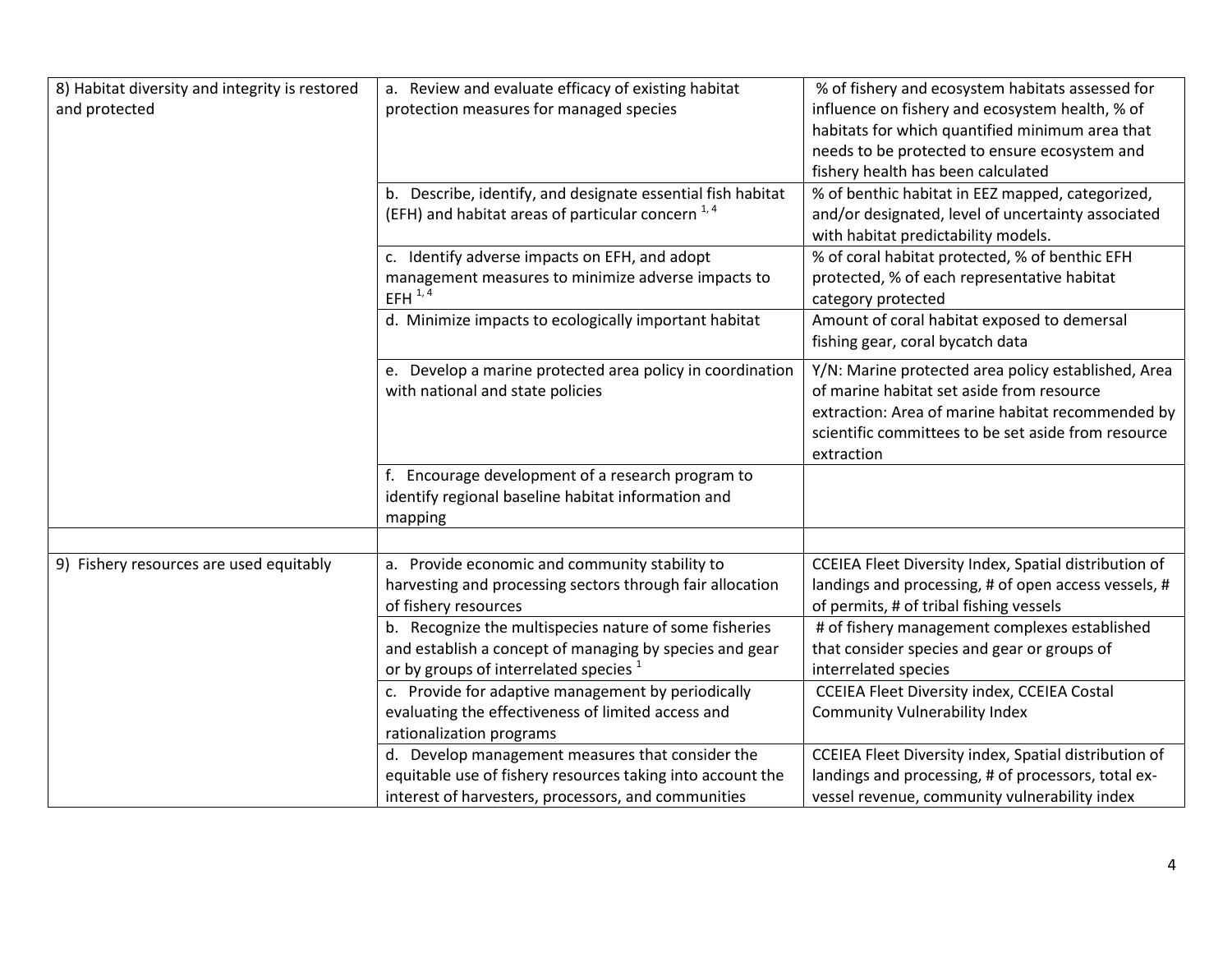| | | |
|---|---|---|
| 8) Habitat diversity and integrity is restored and protected | a. Review and evaluate efficacy of existing habitat protection measures for managed species | % of fishery and ecosystem habitats assessed for influence on fishery and ecosystem health, % of habitats for which quantified minimum area that needs to be protected to ensure ecosystem and fishery health has been calculated |
| | b. Describe, identify, and designate essential fish habitat (EFH) and habitat areas of particular concern [1, 4] | % of benthic habitat in EEZ mapped, categorized, and/or designated, level of uncertainty associated with habitat predictability models. |
| | c. Identify adverse impacts on EFH, and adopt management measures to minimize adverse impacts to EFH [1, 4] | % of coral habitat protected, % of benthic EFH protected, % of each representative habitat category protected |
| | d. Minimize impacts to ecologically important habitat | Amount of coral habitat exposed to demersal fishing gear, coral bycatch data |
| | e. Develop a marine protected area policy in coordination with national and state policies | Y/N: Marine protected area policy established, Area of marine habitat set aside from resource extraction: Area of marine habitat recommended by scientific committees to be set aside from resource extraction |
| | f. Encourage development of a research program to identify regional baseline habitat information and mapping | |
| | | |
| 9) Fishery resources are used equitably | a. Provide economic and community stability to harvesting and processing sectors through fair allocation of fishery resources | CCEIEA Fleet Diversity Index, Spatial distribution of landings and processing, # of open access vessels, # of permits, # of tribal fishing vessels |
| | b. Recognize the multispecies nature of some fisheries and establish a concept of managing by species and gear or by groups of interrelated species [1] | # of fishery management complexes established that consider species and gear or groups of interrelated species |
| | c. Provide for adaptive management by periodically evaluating the effectiveness of limited access and rationalization programs | CCEIEA Fleet Diversity index, CCEIEA Costal Community Vulnerability Index |
| | d. Develop management measures that consider the equitable use of fishery resources taking into account the interest of harvesters, processors, and communities | CCEIEA Fleet Diversity index, Spatial distribution of landings and processing, # of processors, total ex-vessel revenue, community vulnerability index |